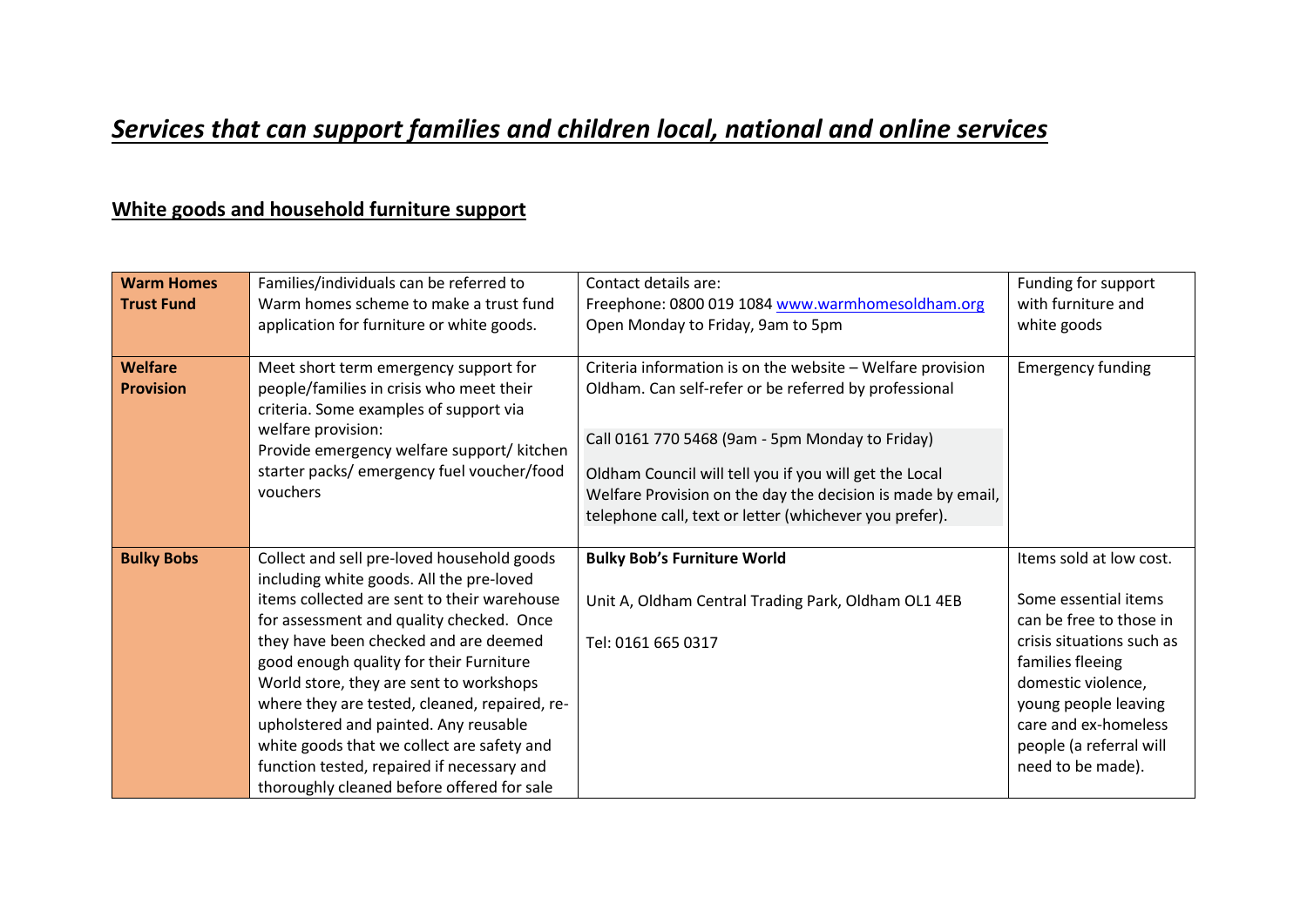# *Services that can support families and children local, national and online services*

## White goods and household furniture support

| **Warm Homes Trust Fund** | Families/individuals can be referred to Warm homes scheme to make a trust fund application for furniture or white goods. | Contact details are:<br>Freephone: 0800 019 1084 www.warmhomesoldham.org<br>Open Monday to Friday, 9am to 5pm | Funding for support with furniture and white goods |
|---|---|---|---|
| **Welfare Provision** | Meet short term emergency support for people/families in crisis who meet their criteria. Some examples of support via welfare provision:<br>Provide emergency welfare support/ kitchen starter packs/ emergency fuel voucher/food vouchers | Criteria information is on the website – Welfare provision Oldham. Can self-refer or be referred by professional<br><br>Call 0161 770 5468 (9am - 5pm Monday to Friday)<br><br>Oldham Council will tell you if you will get the Local Welfare Provision on the day the decision is made by email, telephone call, text or letter (whichever you prefer). | Emergency funding |
| **Bulky Bobs** | Collect and sell pre-loved household goods including white goods. All the pre-loved items collected are sent to their warehouse for assessment and quality checked. Once they have been checked and are deemed good enough quality for their Furniture World store, they are sent to workshops where they are tested, cleaned, repaired, re-upholstered and painted. Any reusable white goods that we collect are safety and function tested, repaired if necessary and thoroughly cleaned before offered for sale | **Bulky Bob's Furniture World**<br><br>Unit A, Oldham Central Trading Park, Oldham OL1 4EB<br><br>Tel: 0161 665 0317 | Items sold at low cost.<br><br>Some essential items can be free to those in crisis situations such as families fleeing domestic violence, young people leaving care and ex-homeless people (a referral will need to be made). |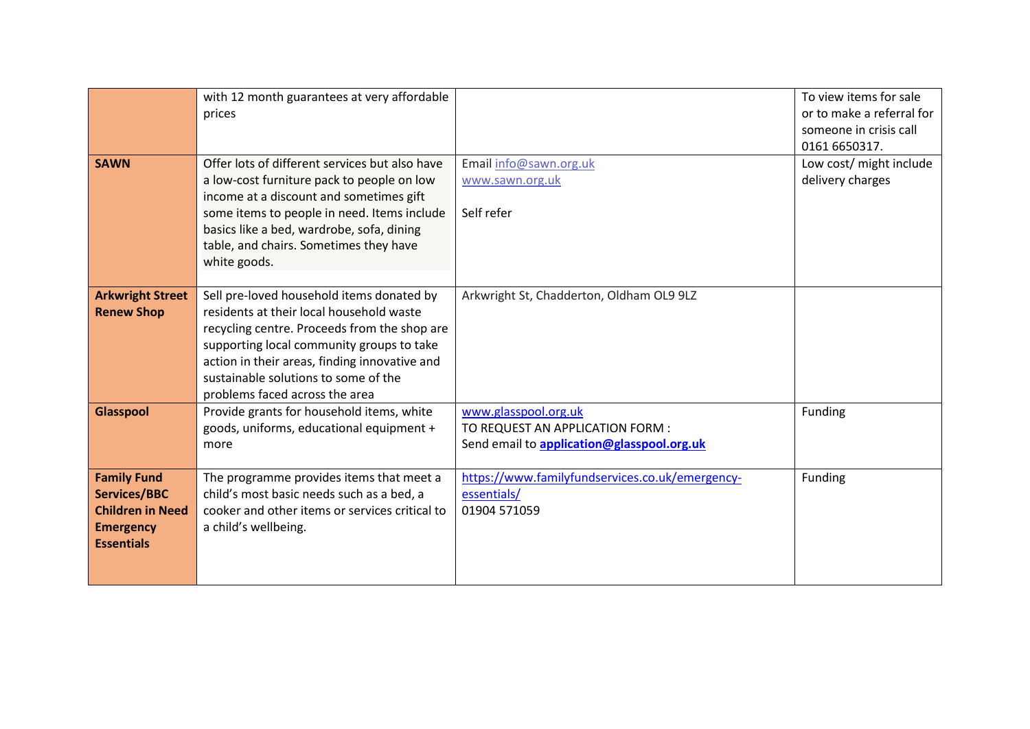|  |  |  |  |
|---|---|---|---|
|  | with 12 month guarantees at very affordable prices |  | To view items for sale or to make a referral for someone in crisis call 0161 6650317. |
| **SAWN** | Offer lots of different services but also have a low-cost furniture pack to people on low income at a discount and sometimes gift some items to people in need. Items include basics like a bed, wardrobe, sofa, dining table, and chairs. Sometimes they have white goods. | Email info@sawn.org.uk<br>www.sawn.org.uk<br><br>Self refer | Low cost/ might include delivery charges |
| **Arkwright Street Renew Shop** | Sell pre-loved household items donated by residents at their local household waste recycling centre. Proceeds from the shop are supporting local community groups to take action in their areas, finding innovative and sustainable solutions to some of the problems faced across the area | Arkwright St, Chadderton, Oldham OL9 9LZ |  |
| **Glasspool** | Provide grants for household items, white goods, uniforms, educational equipment + more | www.glasspool.org.uk<br>TO REQUEST AN APPLICATION FORM :<br>Send email to **application@glasspool.org.uk** | Funding |
| **Family Fund Services/BBC Children in Need Emergency Essentials** | The programme provides items that meet a child's most basic needs such as a bed, a cooker and other items or services critical to a child's wellbeing. | https://www.familyfundservices.co.uk/emergency-essentials/<br>01904 571059 | Funding |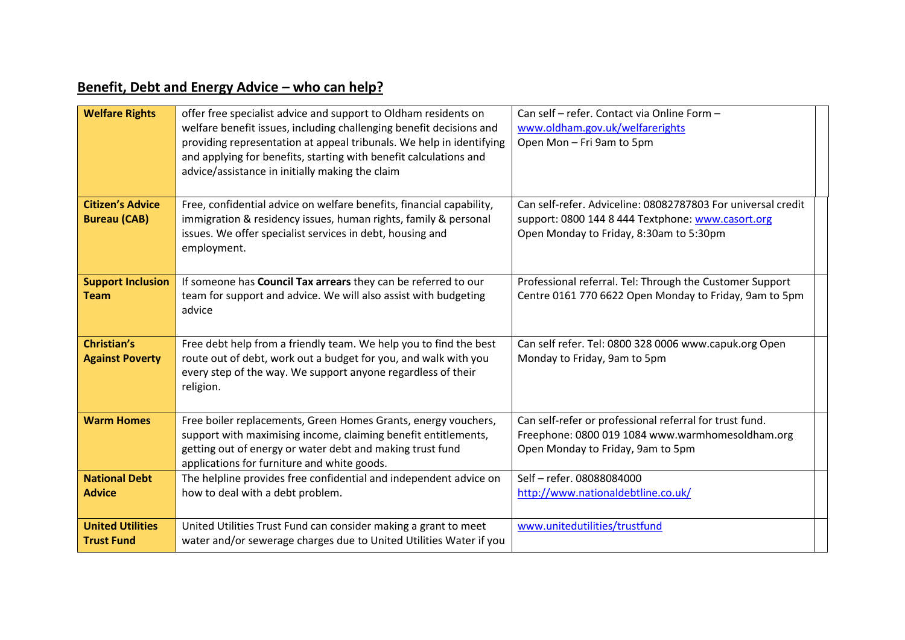## Benefit, Debt and Energy Advice – who can help?

| | | |
|---|---|---|
| **Welfare Rights** | offer free specialist advice and support to Oldham residents on welfare benefit issues, including challenging benefit decisions and providing representation at appeal tribunals. We help in identifying and applying for benefits, starting with benefit calculations and advice/assistance in initially making the claim | Can self – refer. Contact via Online Form – www.oldham.gov.uk/welfarerights Open Mon – Fri 9am to 5pm |
| **Citizen's Advice Bureau (CAB)** | Free, confidential advice on welfare benefits, financial capability, immigration & residency issues, human rights, family & personal issues. We offer specialist services in debt, housing and employment. | Can self-refer. Adviceline: 08082787803 For universal credit support: 0800 144 8 444 Textphone: www.casort.org Open Monday to Friday, 8:30am to 5:30pm |
| **Support Inclusion Team** | If someone has **Council Tax arrears** they can be referred to our team for support and advice. We will also assist with budgeting advice | Professional referral. Tel: Through the Customer Support Centre 0161 770 6622 Open Monday to Friday, 9am to 5pm |
| **Christian's Against Poverty** | Free debt help from a friendly team. We help you to find the best route out of debt, work out a budget for you, and walk with you every step of the way. We support anyone regardless of their religion. | Can self refer. Tel: 0800 328 0006 www.capuk.org Open Monday to Friday, 9am to 5pm |
| **Warm Homes** | Free boiler replacements, Green Homes Grants, energy vouchers, support with maximising income, claiming benefit entitlements, getting out of energy or water debt and making trust fund applications for furniture and white goods. | Can self-refer or professional referral for trust fund. Freephone: 0800 019 1084 www.warmhomesoldham.org Open Monday to Friday, 9am to 5pm |
| **National Debt Advice** | The helpline provides free confidential and independent advice on how to deal with a debt problem. | Self – refer. 08088084000 http://www.nationaldebtline.co.uk/ |
| **United Utilities Trust Fund** | United Utilities Trust Fund can consider making a grant to meet water and/or sewerage charges due to United Utilities Water if you | www.unitedutilities/trustfund |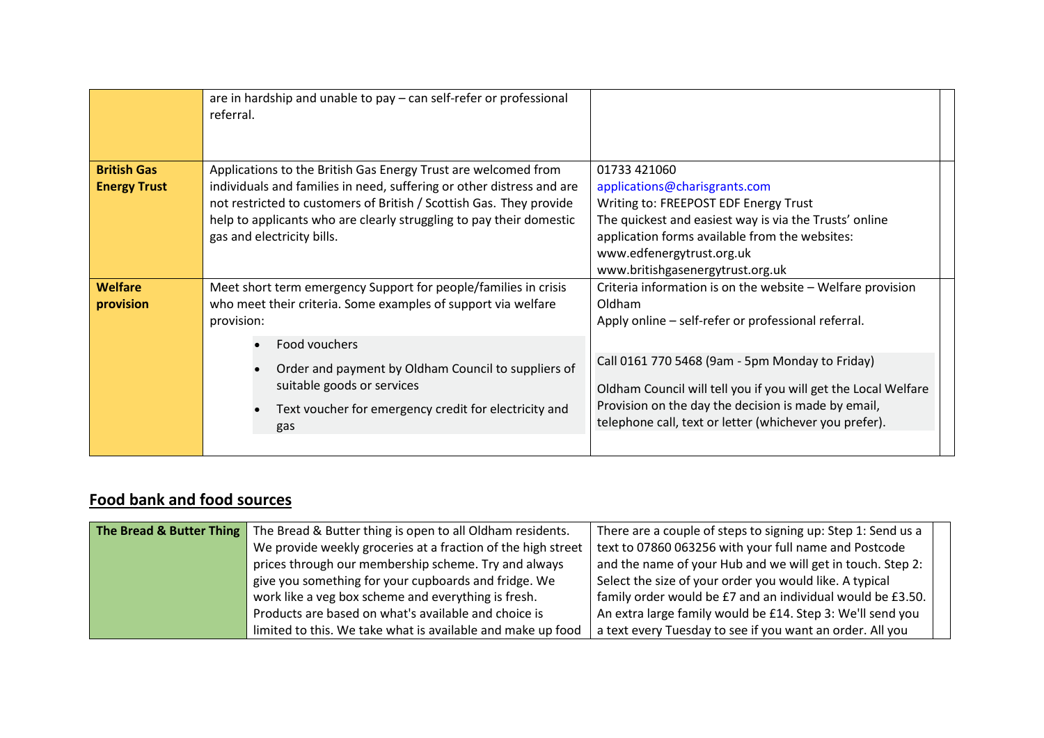| | | |
|---|---|---|
| | are in hardship and unable to pay – can self-refer or professional referral. | |
| **British Gas Energy Trust** | Applications to the British Gas Energy Trust are welcomed from individuals and families in need, suffering or other distress and are not restricted to customers of British / Scottish Gas. They provide help to applicants who are clearly struggling to pay their domestic gas and electricity bills. | 01733 421060<br>applications@charisgrants.com<br>Writing to: FREEPOST EDF Energy Trust<br>The quickest and easiest way is via the Trusts' online application forms available from the websites:<br>www.edfenergytrust.org.uk<br>www.britishgasenergytrust.org.uk |
| **Welfare provision** | Meet short term emergency Support for people/families in crisis who meet their criteria. Some examples of support via welfare provision:<br>• Food vouchers<br>• Order and payment by Oldham Council to suppliers of suitable goods or services<br>• Text voucher for emergency credit for electricity and gas | Criteria information is on the website – Welfare provision Oldham<br>Apply online – self-refer or professional referral.<br><br>Call 0161 770 5468 (9am - 5pm Monday to Friday)<br><br>Oldham Council will tell you if you will get the Local Welfare Provision on the day the decision is made by email, telephone call, text or letter (whichever you prefer). |

## Food bank and food sources

| | | |
|---|---|---|
| **The Bread & Butter Thing** | The Bread & Butter thing is open to all Oldham residents. We provide weekly groceries at a fraction of the high street prices through our membership scheme. Try and always give you something for your cupboards and fridge. We work like a veg box scheme and everything is fresh. Products are based on what's available and choice is limited to this. We take what is available and make up food | There are a couple of steps to signing up: Step 1: Send us a text to 07860 063256 with your full name and Postcode and the name of your Hub and we will get in touch. Step 2: Select the size of your order you would like. A typical family order would be £7 and an individual would be £3.50. An extra large family would be £14. Step 3: We'll send you a text every Tuesday to see if you want an order. All you |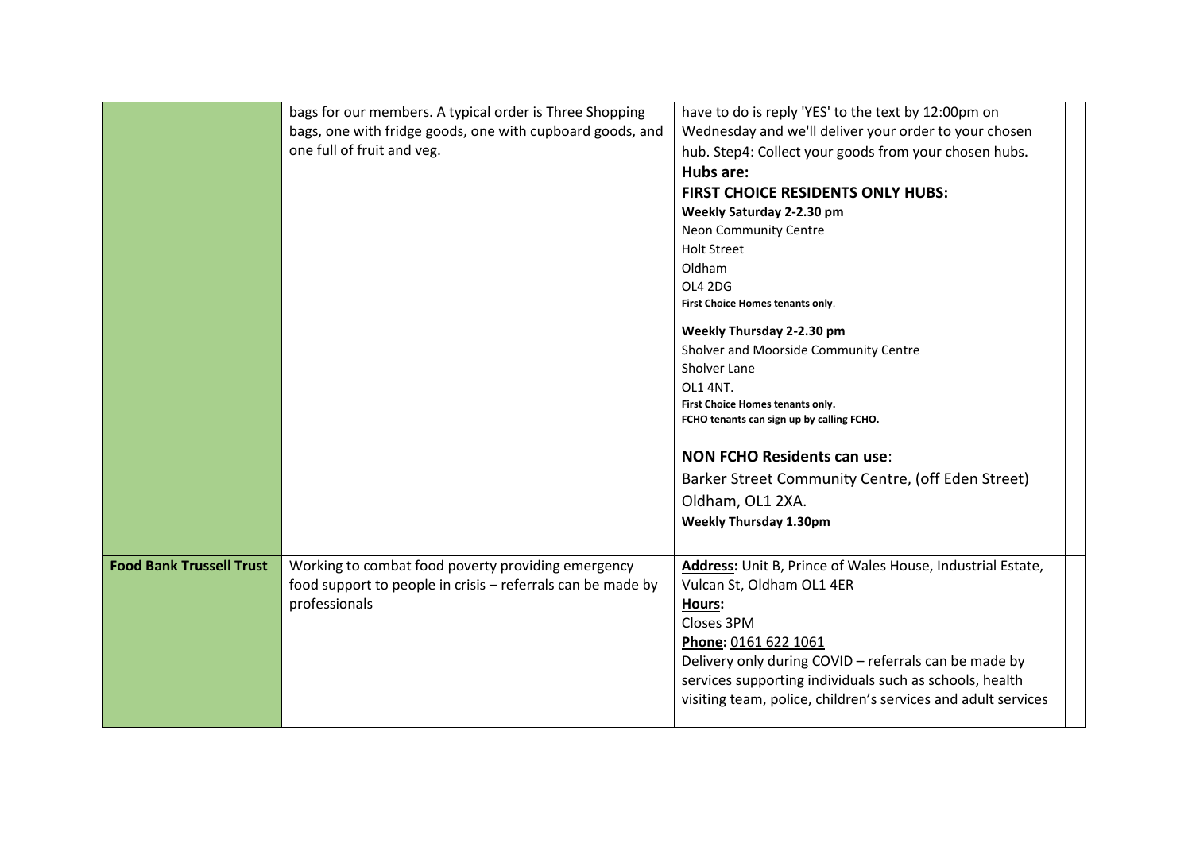| | | | |
|---|---|---|---|
| | bags for our members. A typical order is Three Shopping bags, one with fridge goods, one with cupboard goods, and one full of fruit and veg. | have to do is reply 'YES' to the text by 12:00pm on Wednesday and we'll deliver your order to your chosen hub. Step4: Collect your goods from your chosen hubs.<br>**Hubs are:**<br>**FIRST CHOICE RESIDENTS ONLY HUBS:**<br>**Weekly Saturday 2-2.30 pm**<br>Neon Community Centre<br>Holt Street<br>Oldham<br>OL4 2DG<br>**First Choice Homes tenants only**.<br><br>**Weekly Thursday 2-2.30 pm**<br>Sholver and Moorside Community Centre<br>Sholver Lane<br>OL1 4NT.<br>**First Choice Homes tenants only.**<br>**FCHO tenants can sign up by calling FCHO.**<br><br>**NON FCHO Residents can use**:<br>Barker Street Community Centre, (off Eden Street) Oldham, OL1 2XA.<br>**Weekly Thursday 1.30pm** | |
| **Food Bank Trussell Trust** | Working to combat food poverty providing emergency food support to people in crisis – referrals can be made by professionals | **Address:** Unit B, Prince of Wales House, Industrial Estate, Vulcan St, Oldham OL1 4ER<br>**Hours:**<br>Closes 3PM<br>**Phone:** 0161 622 1061<br>Delivery only during COVID – referrals can be made by services supporting individuals such as schools, health visiting team, police, children's services and adult services | |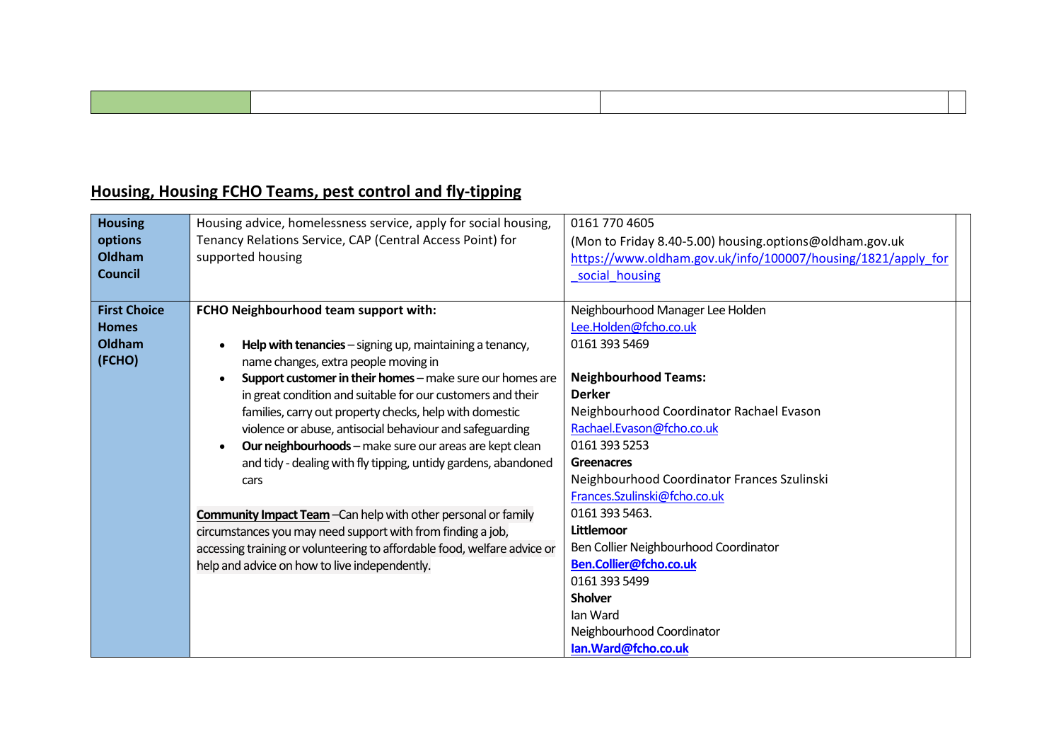| | | | |
|---|---|---|---|

## Housing, Housing FCHO Teams, pest control and fly-tipping

| | | | |
|---|---|---|---|
| **Housing options Oldham Council** | Housing advice, homelessness service, apply for social housing, Tenancy Relations Service, CAP (Central Access Point) for supported housing | 0161 770 4605<br>(Mon to Friday 8.40-5.00) housing.options@oldham.gov.uk<br>https://www.oldham.gov.uk/info/100007/housing/1821/apply_for_social_housing | |
| **First Choice Homes Oldham (FCHO)** | **FCHO Neighbourhood team support with:**<br><br>• **Help with tenancies** – signing up, maintaining a tenancy, name changes, extra people moving in<br>• **Support customer in their homes** – make sure our homes are in great condition and suitable for our customers and their families, carry out property checks, help with domestic violence or abuse, antisocial behaviour and safeguarding<br>• **Our neighbourhoods** – make sure our areas are kept clean and tidy - dealing with fly tipping, untidy gardens, abandoned cars<br><br>**Community Impact Team** –Can help with other personal or family circumstances you may need support with from finding a job, accessing training or volunteering to affordable food, welfare advice or help and advice on how to live independently. | Neighbourhood Manager Lee Holden<br>Lee.Holden@fcho.co.uk<br>0161 393 5469<br><br>**Neighbourhood Teams:**<br>**Derker**<br>Neighbourhood Coordinator Rachael Evason<br>Rachael.Evason@fcho.co.uk<br>0161 393 5253<br>**Greenacres**<br>Neighbourhood Coordinator Frances Szulinski<br>Frances.Szulinski@fcho.co.uk<br>0161 393 5463.<br>**Littlemoor**<br>Ben Collier Neighbourhood Coordinator<br>**Ben.Collier@fcho.co.uk**<br>0161 393 5499<br>**Sholver**<br>Ian Ward<br>Neighbourhood Coordinator<br>**Ian.Ward@fcho.co.uk** | |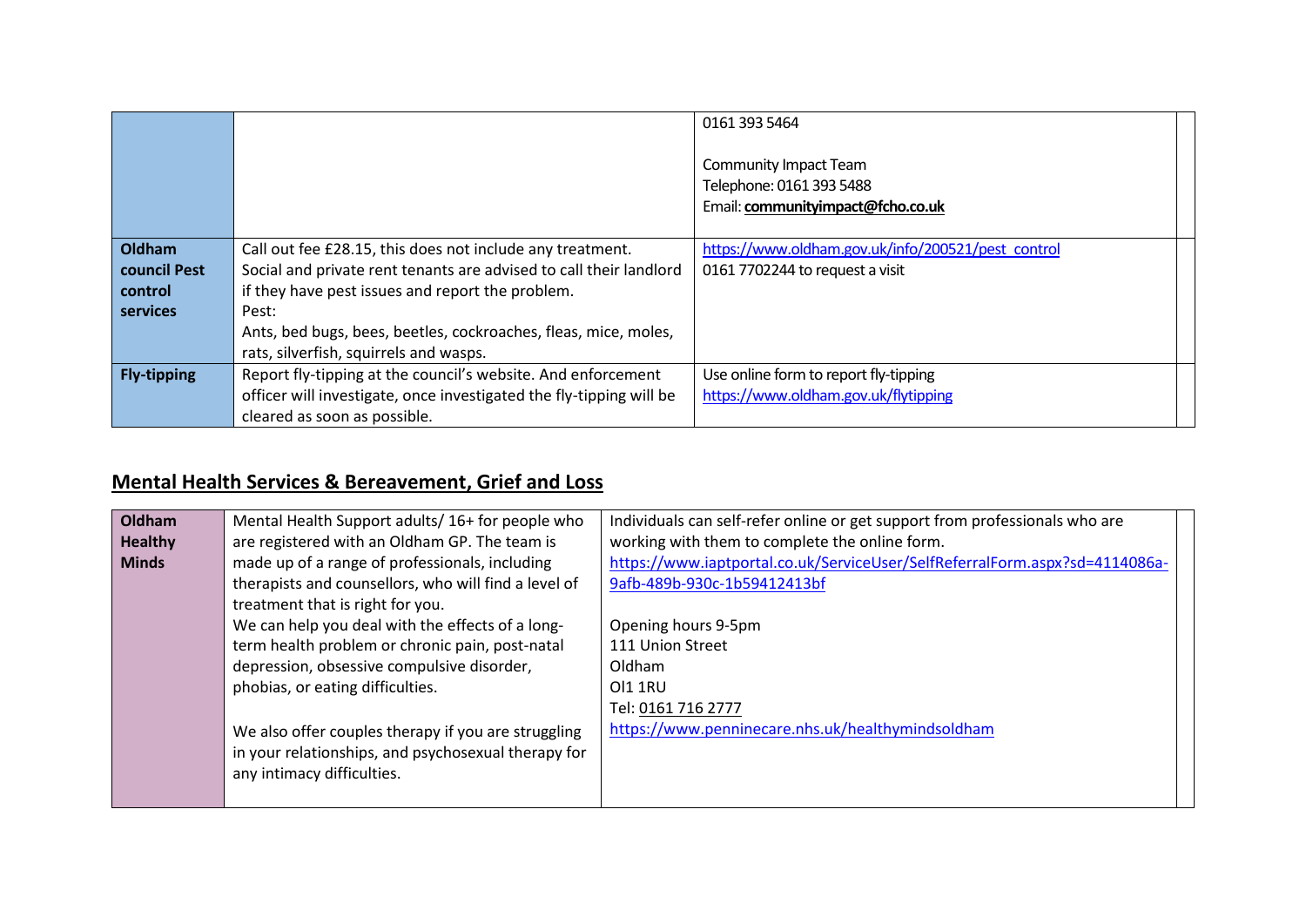| | | | |
|---|---|---|---|
| | | 0161 393 5464<br><br>Community Impact Team<br>Telephone: 0161 393 5488<br>Email: **communityimpact@fcho.co.uk** | |
| **Oldham council Pest control services** | Call out fee £28.15, this does not include any treatment.<br>Social and private rent tenants are advised to call their landlord if they have pest issues and report the problem.<br>Pest:<br>Ants, bed bugs, bees, beetles, cockroaches, fleas, mice, moles, rats, silverfish, squirrels and wasps. | https://www.oldham.gov.uk/info/200521/pest_control<br>0161 7702244 to request a visit | |
| **Fly-tipping** | Report fly-tipping at the council's website. And enforcement officer will investigate, once investigated the fly-tipping will be cleared as soon as possible. | Use online form to report fly-tipping<br>https://www.oldham.gov.uk/flytipping | |

## Mental Health Services & Bereavement, Grief and Loss

| | | | |
|---|---|---|---|
| **Oldham Healthy Minds** | Mental Health Support adults/ 16+ for people who are registered with an Oldham GP. The team is made up of a range of professionals, including therapists and counsellors, who will find a level of treatment that is right for you.<br>We can help you deal with the effects of a long-term health problem or chronic pain, post-natal depression, obsessive compulsive disorder, phobias, or eating difficulties.<br><br>We also offer couples therapy if you are struggling in your relationships, and psychosexual therapy for any intimacy difficulties. | Individuals can self-refer online or get support from professionals who are working with them to complete the online form.<br>https://www.iaptportal.co.uk/ServiceUser/SelfReferralForm.aspx?sd=4114086a-9afb-489b-930c-1b59412413bf<br><br>Opening hours 9-5pm<br>111 Union Street<br>Oldham<br>Ol1 1RU<br>Tel: 0161 716 2777<br>https://www.penninecare.nhs.uk/healthymindsoldham | |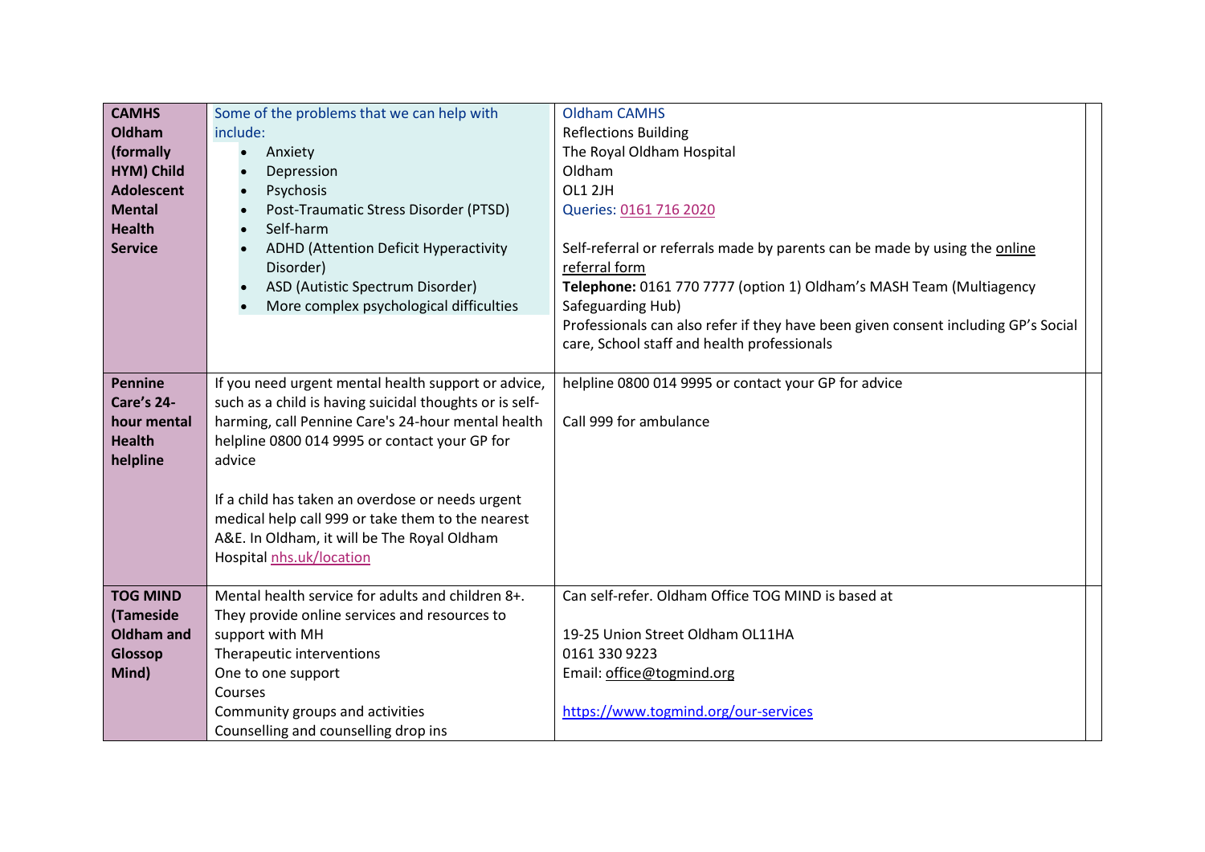| | | | |
|---|---|---|---|
| **CAMHS Oldham (formally HYM) Child Adolescent Mental Health Service** | Some of the problems that we can help with include:<br>• Anxiety<br>• Depression<br>• Psychosis<br>• Post-Traumatic Stress Disorder (PTSD)<br>• Self-harm<br>• ADHD (Attention Deficit Hyperactivity Disorder)<br>• ASD (Autistic Spectrum Disorder)<br>• More complex psychological difficulties | Oldham CAMHS<br>Reflections Building<br>The Royal Oldham Hospital<br>Oldham<br>OL1 2JH<br>Queries: 0161 716 2020<br><br>Self-referral or referrals made by parents can be made by using the online referral form<br>**Telephone:** 0161 770 7777 (option 1) Oldham's MASH Team (Multiagency Safeguarding Hub)<br>Professionals can also refer if they have been given consent including GP's Social care, School staff and health professionals | |
| **Pennine Care's 24-hour mental Health helpline** | If you need urgent mental health support or advice, such as a child is having suicidal thoughts or is self-harming, call Pennine Care's 24-hour mental health helpline 0800 014 9995 or contact your GP for advice<br><br>If a child has taken an overdose or needs urgent medical help call 999 or take them to the nearest A&E. In Oldham, it will be The Royal Oldham Hospital nhs.uk/location | helpline 0800 014 9995 or contact your GP for advice<br><br>Call 999 for ambulance | |
| **TOG MIND (Tameside Oldham and Glossop Mind)** | Mental health service for adults and children 8+.<br>They provide online services and resources to support with MH<br>Therapeutic interventions<br>One to one support<br>Courses<br>Community groups and activities<br>Counselling and counselling drop ins | Can self-refer. Oldham Office TOG MIND is based at<br><br>19-25 Union Street Oldham OL11HA<br>0161 330 9223<br>Email: office@togmind.org<br><br>https://www.togmind.org/our-services | |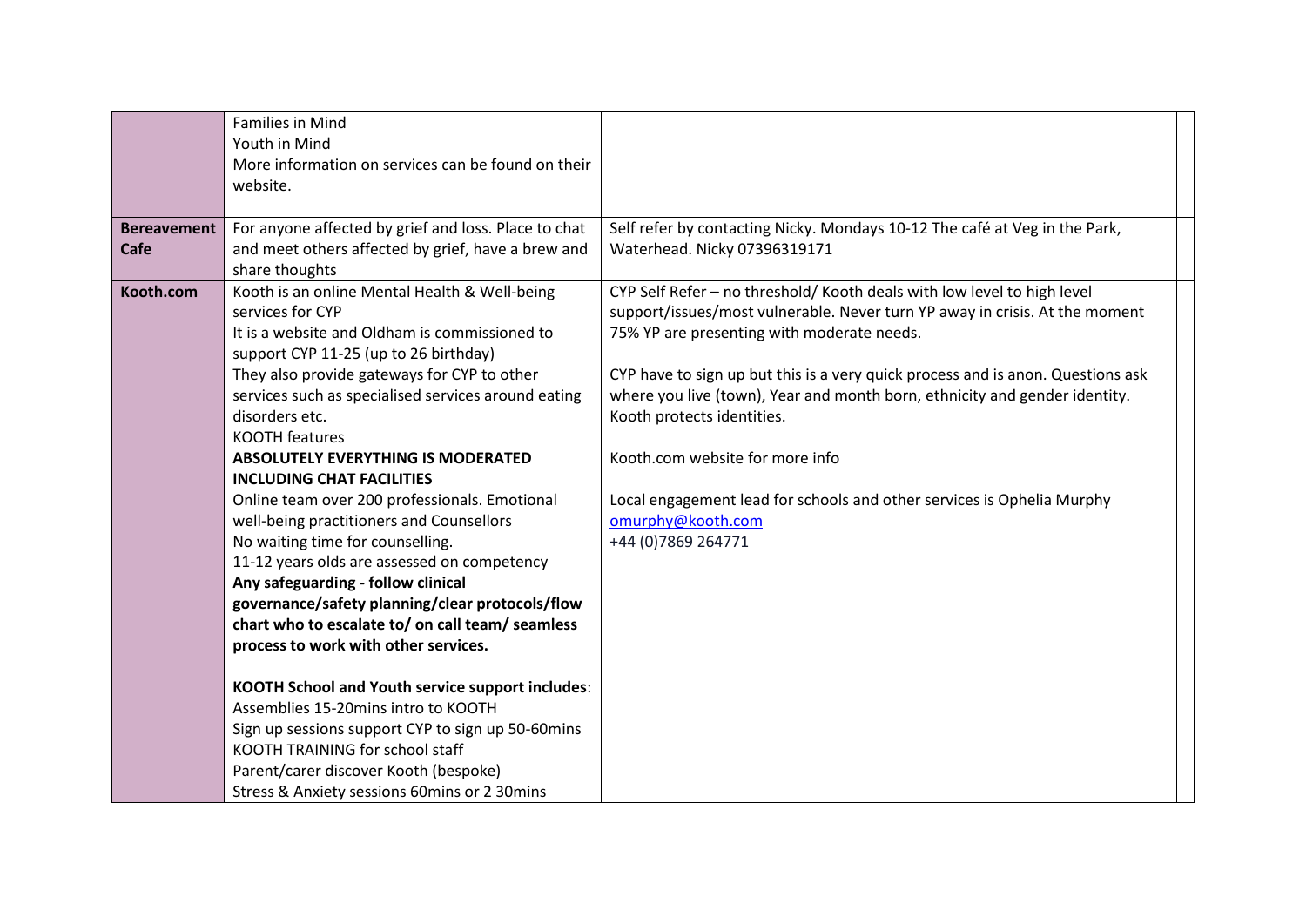| | | | |
|---|---|---|---|
| | Families in Mind<br>Youth in Mind<br>More information on services can be found on their website. | | |
| **Bereavement Cafe** | For anyone affected by grief and loss. Place to chat and meet others affected by grief, have a brew and share thoughts | Self refer by contacting Nicky. Mondays 10-12 The café at Veg in the Park, Waterhead. Nicky 07396319171 | |
| **Kooth.com** | Kooth is an online Mental Health & Well-being services for CYP<br>It is a website and Oldham is commissioned to support CYP 11-25 (up to 26 birthday)<br>They also provide gateways for CYP to other services such as specialised services around eating disorders etc.<br>KOOTH features<br>**ABSOLUTELY EVERYTHING IS MODERATED INCLUDING CHAT FACILITIES**<br>Online team over 200 professionals. Emotional well-being practitioners and Counsellors<br>No waiting time for counselling.<br>11-12 years olds are assessed on competency<br>**Any safeguarding - follow clinical governance/safety planning/clear protocols/flow chart who to escalate to/ on call team/ seamless process to work with other services.**<br><br>**KOOTH School and Youth service support includes**:<br>Assemblies 15-20mins intro to KOOTH<br>Sign up sessions support CYP to sign up 50-60mins<br>KOOTH TRAINING for school staff<br>Parent/carer discover Kooth (bespoke)<br>Stress & Anxiety sessions 60mins or 2 30mins | CYP Self Refer – no threshold/ Kooth deals with low level to high level support/issues/most vulnerable. Never turn YP away in crisis. At the moment 75% YP are presenting with moderate needs.<br><br>CYP have to sign up but this is a very quick process and is anon. Questions ask where you live (town), Year and month born, ethnicity and gender identity. Kooth protects identities.<br><br>Kooth.com website for more info<br><br>Local engagement lead for schools and other services is Ophelia Murphy<br>omurphy@kooth.com<br>+44 (0)7869 264771 | |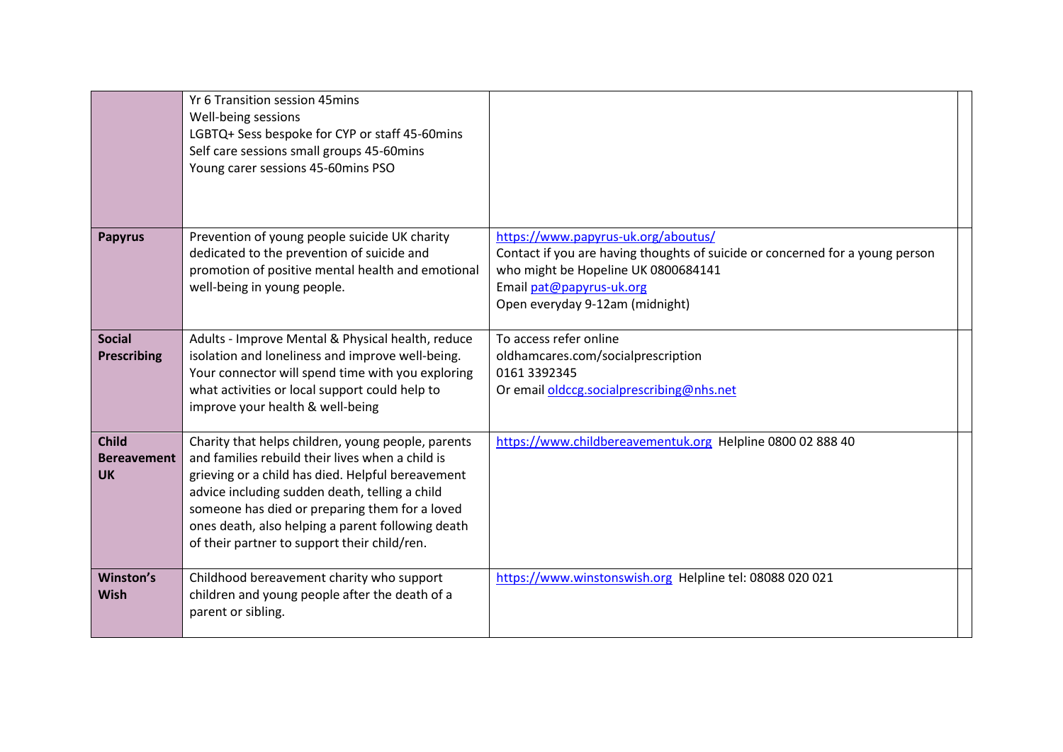| | | | |
|---|---|---|---|
| | Yr 6 Transition session 45mins<br>Well-being sessions<br>LGBTQ+ Sess bespoke for CYP or staff 45-60mins<br>Self care sessions small groups 45-60mins<br>Young carer sessions 45-60mins PSO | | |
| **Papyrus** | Prevention of young people suicide UK charity dedicated to the prevention of suicide and promotion of positive mental health and emotional well-being in young people. | https://www.papyrus-uk.org/aboutus/<br>Contact if you are having thoughts of suicide or concerned for a young person who might be Hopeline UK 0800684141<br>Email pat@papyrus-uk.org<br>Open everyday 9-12am (midnight) | |
| **Social Prescribing** | Adults - Improve Mental & Physical health, reduce isolation and loneliness and improve well-being. Your connector will spend time with you exploring what activities or local support could help to improve your health & well-being | To access refer online<br>oldhamcares.com/socialprescription<br>0161 3392345<br>Or email oldccg.socialprescribing@nhs.net | |
| **Child Bereavement UK** | Charity that helps children, young people, parents and families rebuild their lives when a child is grieving or a child has died. Helpful bereavement advice including sudden death, telling a child someone has died or preparing them for a loved ones death, also helping a parent following death of their partner to support their child/ren. | https://www.childbereavementuk.org Helpline 0800 02 888 40 | |
| **Winston's Wish** | Childhood bereavement charity who support children and young people after the death of a parent or sibling. | https://www.winstonswish.org Helpline tel: 08088 020 021 | |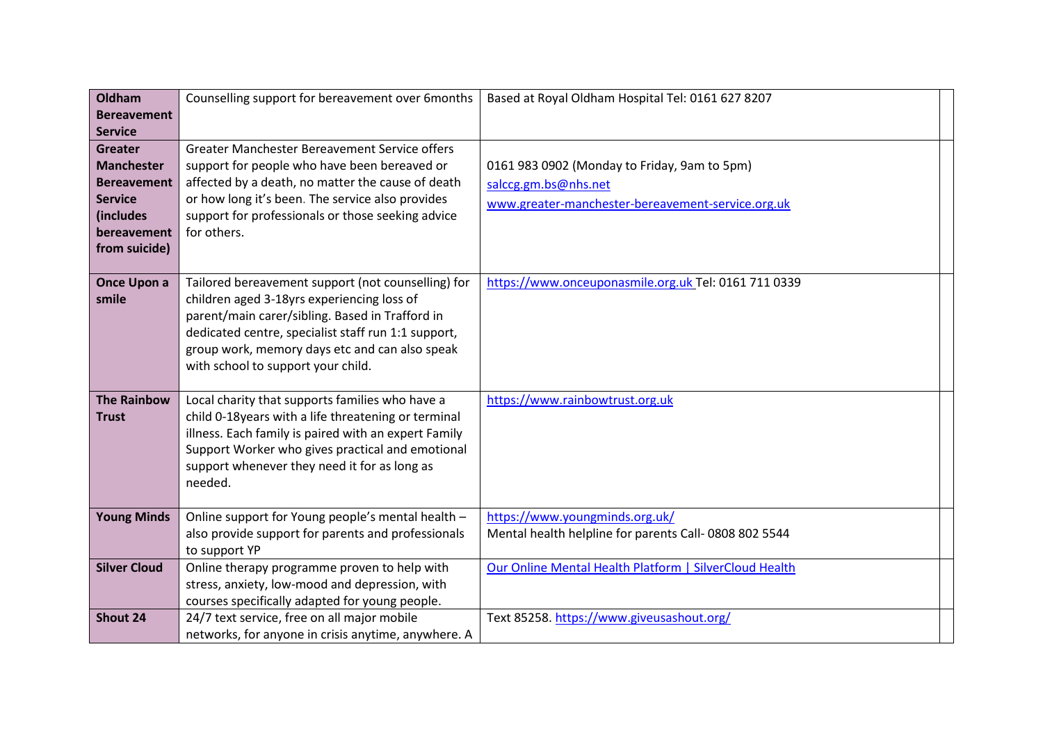| | | | |
|---|---|---|---|
| **Oldham Bereavement Service** | Counselling support for bereavement over 6months | Based at Royal Oldham Hospital Tel: 0161 627 8207 | |
| **Greater Manchester Bereavement Service (includes bereavement from suicide)** | Greater Manchester Bereavement Service offers support for people who have been bereaved or affected by a death, no matter the cause of death or how long it's been. The service also provides support for professionals or those seeking advice for others. | 0161 983 0902 (Monday to Friday, 9am to 5pm) salccg.gm.bs@nhs.net www.greater-manchester-bereavement-service.org.uk | |
| **Once Upon a smile** | Tailored bereavement support (not counselling) for children aged 3-18yrs experiencing loss of parent/main carer/sibling. Based in Trafford in dedicated centre, specialist staff run 1:1 support, group work, memory days etc and can also speak with school to support your child. | https://www.onceuponasmile.org.uk Tel: 0161 711 0339 | |
| **The Rainbow Trust** | Local charity that supports families who have a child 0-18years with a life threatening or terminal illness. Each family is paired with an expert Family Support Worker who gives practical and emotional support whenever they need it for as long as needed. | https://www.rainbowtrust.org.uk | |
| **Young Minds** | Online support for Young people's mental health – also provide support for parents and professionals to support YP | https://www.youngminds.org.uk/ Mental health helpline for parents Call- 0808 802 5544 | |
| **Silver Cloud** | Online therapy programme proven to help with stress, anxiety, low-mood and depression, with courses specifically adapted for young people. | Our Online Mental Health Platform \| SilverCloud Health | |
| **Shout 24** | 24/7 text service, free on all major mobile networks, for anyone in crisis anytime, anywhere. A | Text 85258. https://www.giveusashout.org/ | |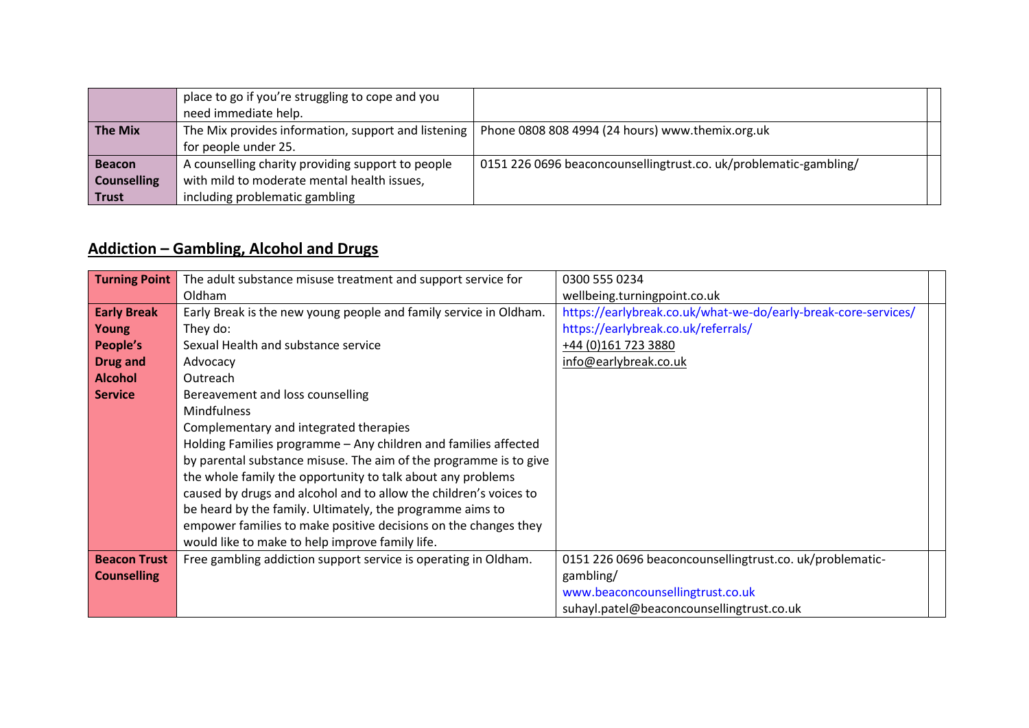| | | | |
|---|---|---|---|
| | place to go if you're struggling to cope and you need immediate help. | | |
| **The Mix** | The Mix provides information, support and listening for people under 25. | Phone 0808 808 4994 (24 hours) www.themix.org.uk | |
| **Beacon Counselling Trust** | A counselling charity providing support to people with mild to moderate mental health issues, including problematic gambling | 0151 226 0696 beaconcounsellingtrust.co. uk/problematic-gambling/ | |

## Addiction – Gambling, Alcohol and Drugs

| | | | |
|---|---|---|---|
| **Turning Point** | The adult substance misuse treatment and support service for Oldham | 0300 555 0234<br>wellbeing.turningpoint.co.uk | |
| **Early Break Young People's Drug and Alcohol Service** | Early Break is the new young people and family service in Oldham. They do:<br>Sexual Health and substance service<br>Advocacy<br>Outreach<br>Bereavement and loss counselling<br>Mindfulness<br>Complementary and integrated therapies<br>Holding Families programme – Any children and families affected by parental substance misuse. The aim of the programme is to give the whole family the opportunity to talk about any problems caused by drugs and alcohol and to allow the children's voices to be heard by the family. Ultimately, the programme aims to empower families to make positive decisions on the changes they would like to make to help improve family life. | https://earlybreak.co.uk/what-we-do/early-break-core-services/<br>https://earlybreak.co.uk/referrals/<br>+44 (0)161 723 3880<br>info@earlybreak.co.uk | |
| **Beacon Trust Counselling** | Free gambling addiction support service is operating in Oldham. | 0151 226 0696 beaconcounsellingtrust.co. uk/problematic-gambling/<br>www.beaconcounsellingtrust.co.uk<br>suhayl.patel@beaconcounsellingtrust.co.uk | |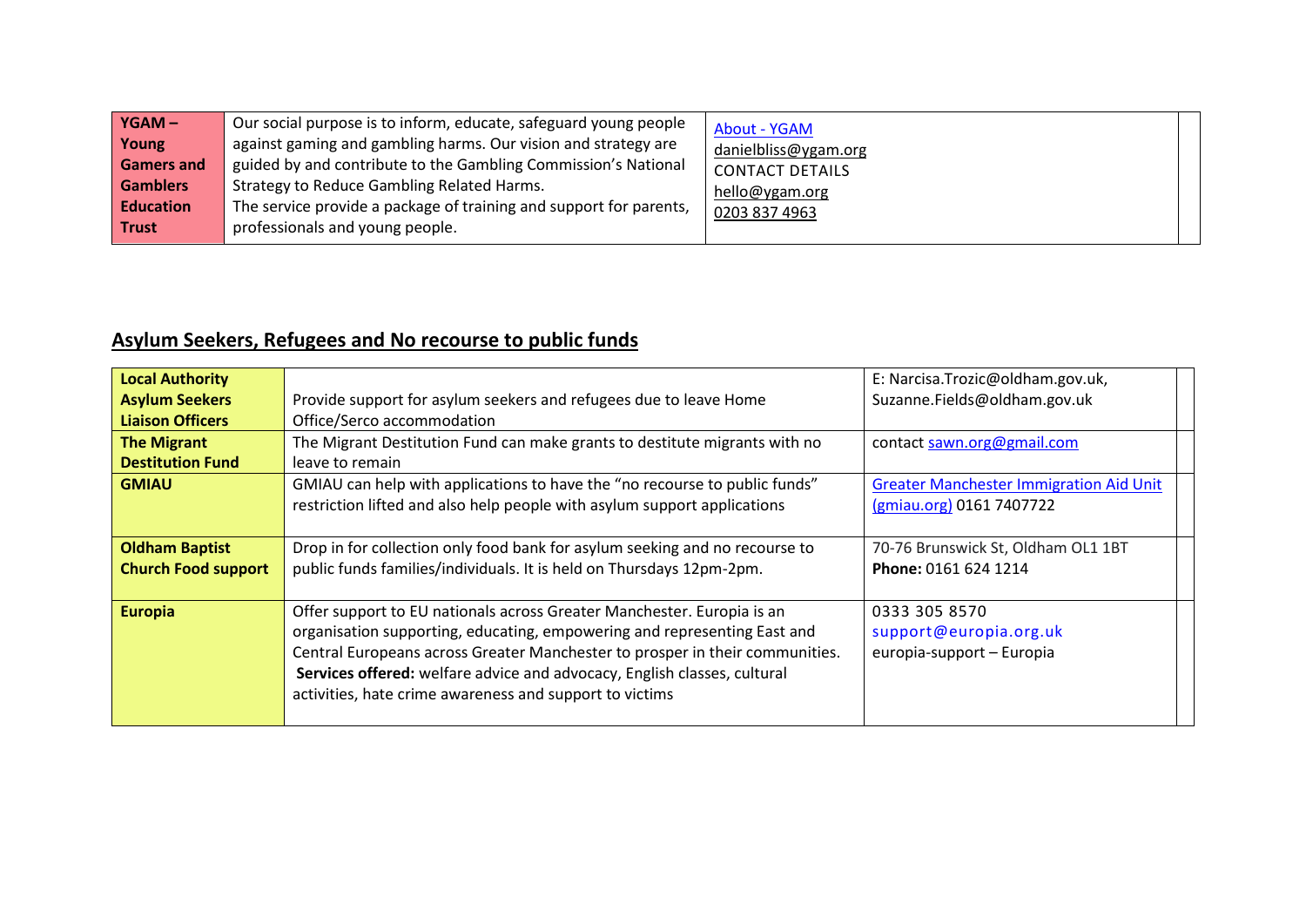| YGAM – Young Gamers and Gamblers Education Trust | Our social purpose is to inform, educate, safeguard young people against gaming and gambling harms. Our vision and strategy are guided by and contribute to the Gambling Commission's National Strategy to Reduce Gambling Related Harms. The service provide a package of training and support for parents, professionals and young people. | About - YGAM danielbliss@ygam.org CONTACT DETAILS hello@ygam.org 0203 837 4963 | |
|---|---|---|---|

## Asylum Seekers, Refugees and No recourse to public funds

| **Local Authority Asylum Seekers Liaison Officers** | Provide support for asylum seekers and refugees due to leave Home Office/Serco accommodation | E: Narcisa.Trozic@oldham.gov.uk, Suzanne.Fields@oldham.gov.uk | |
|---|---|---|---|
| **The Migrant Destitution Fund** | The Migrant Destitution Fund can make grants to destitute migrants with no leave to remain | contact sawn.org@gmail.com | |
| **GMIAU** | GMIAU can help with applications to have the "no recourse to public funds" restriction lifted and also help people with asylum support applications | Greater Manchester Immigration Aid Unit (gmiau.org) 0161 7407722 | |
| **Oldham Baptist Church Food support** | Drop in for collection only food bank for asylum seeking and no recourse to public funds families/individuals. It is held on Thursdays 12pm-2pm. | 70-76 Brunswick St, Oldham OL1 1BT **Phone:** 0161 624 1214 | |
| **Europia** | Offer support to EU nationals across Greater Manchester. Europia is an organisation supporting, educating, empowering and representing East and Central Europeans across Greater Manchester to prosper in their communities. **Services offered:** welfare advice and advocacy, English classes, cultural activities, hate crime awareness and support to victims | 0333 305 8570 support@europia.org.uk europia-support – Europia | |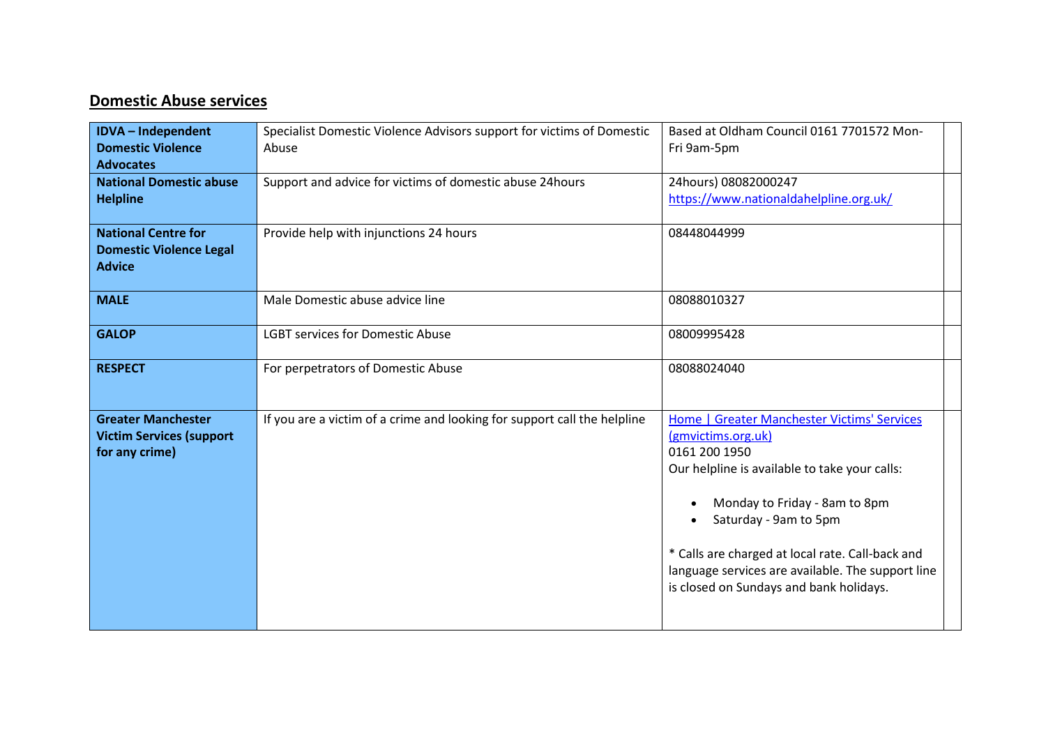## Domestic Abuse services

| | | | |
|---|---|---|---|
| **IDVA – Independent Domestic Violence Advocates** | Specialist Domestic Violence Advisors support for victims of Domestic Abuse | Based at Oldham Council 0161 7701572 Mon-Fri 9am-5pm | |
| **National Domestic abuse Helpline** | Support and advice for victims of domestic abuse 24hours | 24hours) 08082000247 [https://www.nationaldahelpline.org.uk/](https://www.nationaldahelpline.org.uk/) | |
| **National Centre for Domestic Violence Legal Advice** | Provide help with injunctions 24 hours | 08448044999 | |
| **MALE** | Male Domestic abuse advice line | 08088010327 | |
| **GALOP** | LGBT services for Domestic Abuse | 08009995428 | |
| **RESPECT** | For perpetrators of Domestic Abuse | 08088024040 | |
| **Greater Manchester Victim Services (support for any crime)** | If you are a victim of a crime and looking for support call the helpline | Home \| Greater Manchester Victims' Services (gmvictims.org.uk)<br>0161 200 1950<br>Our helpline is available to take your calls:<br>• Monday to Friday - 8am to 8pm<br>• Saturday - 9am to 5pm<br><br>* Calls are charged at local rate. Call-back and language services are available. The support line is closed on Sundays and bank holidays. | |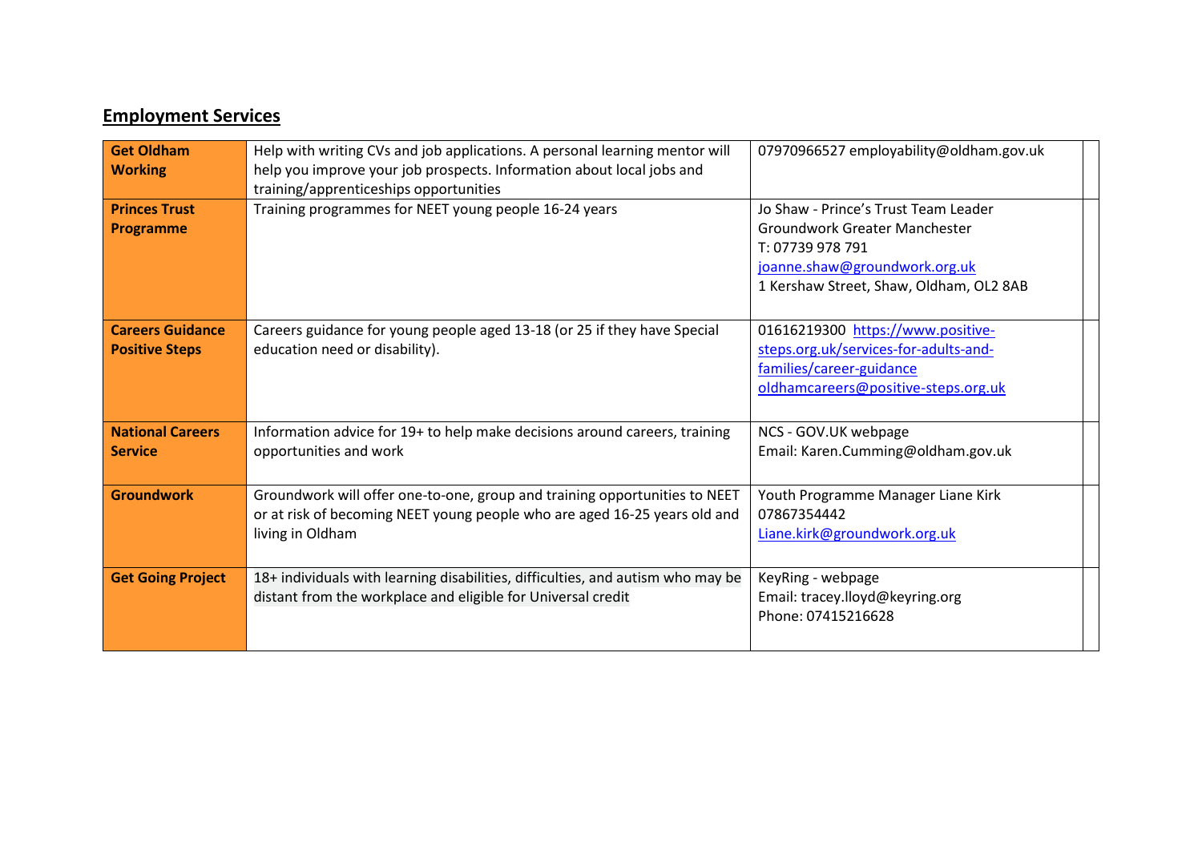## Employment Services

| | | | |
|---|---|---|---|
| **Get Oldham Working** | Help with writing CVs and job applications. A personal learning mentor will help you improve your job prospects. Information about local jobs and training/apprenticeships opportunities | 07970966527 employability@oldham.gov.uk | |
| **Princes Trust Programme** | Training programmes for NEET young people 16-24 years | Jo Shaw - Prince's Trust Team Leader<br>Groundwork Greater Manchester<br>T: 07739 978 791<br>joanne.shaw@groundwork.org.uk<br>1 Kershaw Street, Shaw, Oldham, OL2 8AB | |
| **Careers Guidance Positive Steps** | Careers guidance for young people aged 13-18 (or 25 if they have Special education need or disability). | 01616219300 https://www.positive-steps.org.uk/services-for-adults-and-families/career-guidance<br>oldhamcareers@positive-steps.org.uk | |
| **National Careers Service** | Information advice for 19+ to help make decisions around careers, training opportunities and work | NCS - GOV.UK webpage<br>Email: Karen.Cumming@oldham.gov.uk | |
| **Groundwork** | Groundwork will offer one-to-one, group and training opportunities to NEET or at risk of becoming NEET young people who are aged 16-25 years old and living in Oldham | Youth Programme Manager Liane Kirk<br>07867354442<br>Liane.kirk@groundwork.org.uk | |
| **Get Going Project** | 18+ individuals with learning disabilities, difficulties, and autism who may be distant from the workplace and eligible for Universal credit | KeyRing - webpage<br>Email: tracey.lloyd@keyring.org<br>Phone: 07415216628 | |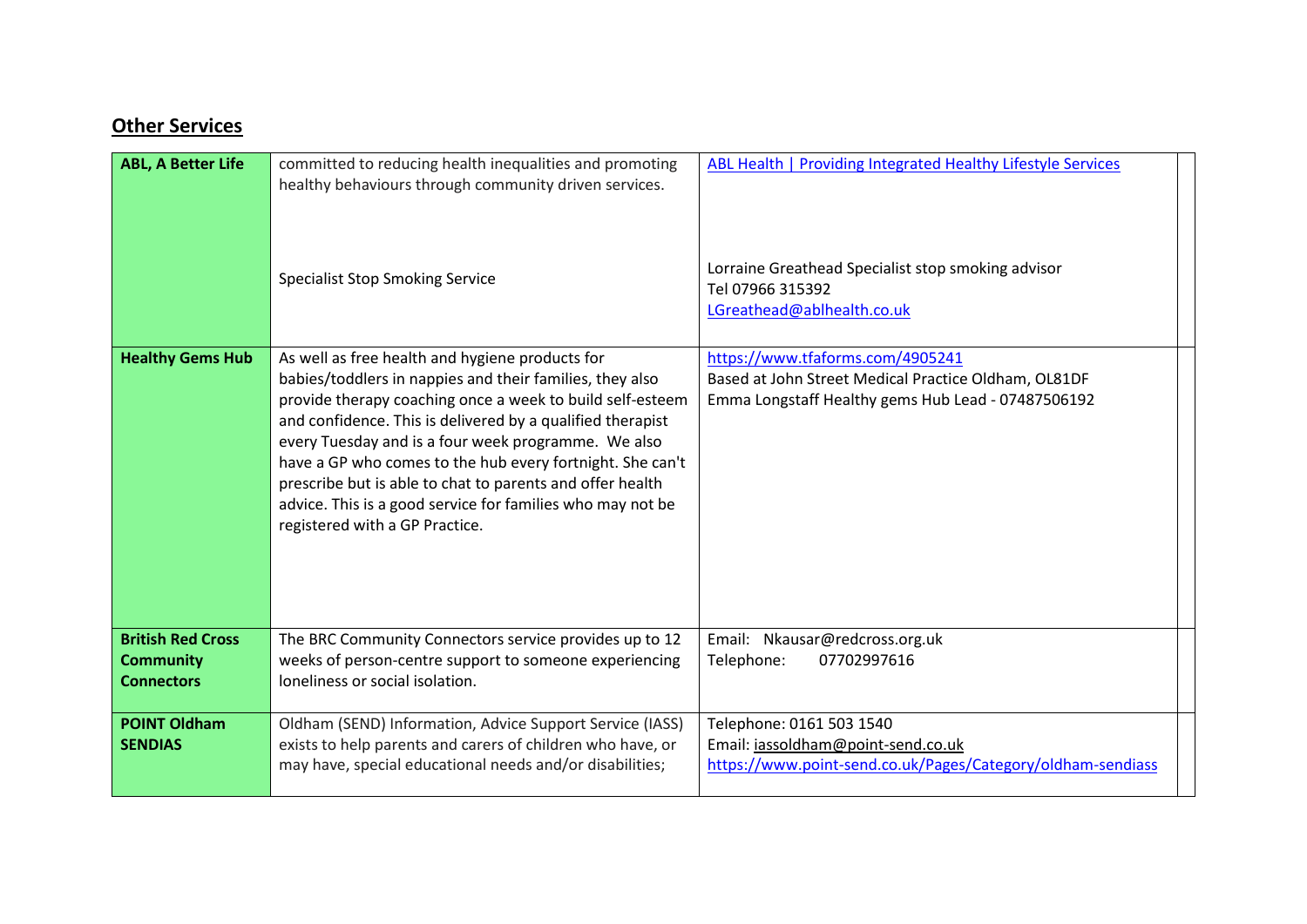## Other Services

| | | | |
|---|---|---|---|
| **ABL, A Better Life** | committed to reducing health inequalities and promoting healthy behaviours through community driven services.<br><br>Specialist Stop Smoking Service | ABL Health \| Providing Integrated Healthy Lifestyle Services<br><br>Lorraine Greathead Specialist stop smoking advisor<br>Tel 07966 315392<br>LGreathead@ablhealth.co.uk | |
| **Healthy Gems Hub** | As well as free health and hygiene products for babies/toddlers in nappies and their families, they also provide therapy coaching once a week to build self-esteem and confidence. This is delivered by a qualified therapist every Tuesday and is a four week programme. We also have a GP who comes to the hub every fortnight. She can't prescribe but is able to chat to parents and offer health advice. This is a good service for families who may not be registered with a GP Practice. | https://www.tfaforms.com/4905241<br>Based at John Street Medical Practice Oldham, OL81DF<br>Emma Longstaff Healthy gems Hub Lead - 07487506192 | |
| **British Red Cross Community Connectors** | The BRC Community Connectors service provides up to 12 weeks of person-centre support to someone experiencing loneliness or social isolation. | Email: Nkausar@redcross.org.uk<br>Telephone: 07702997616 | |
| **POINT Oldham SENDIAS** | Oldham (SEND) Information, Advice Support Service (IASS) exists to help parents and carers of children who have, or may have, special educational needs and/or disabilities; | Telephone: 0161 503 1540<br>Email: iassoldham@point-send.co.uk<br>https://www.point-send.co.uk/Pages/Category/oldham-sendiass | |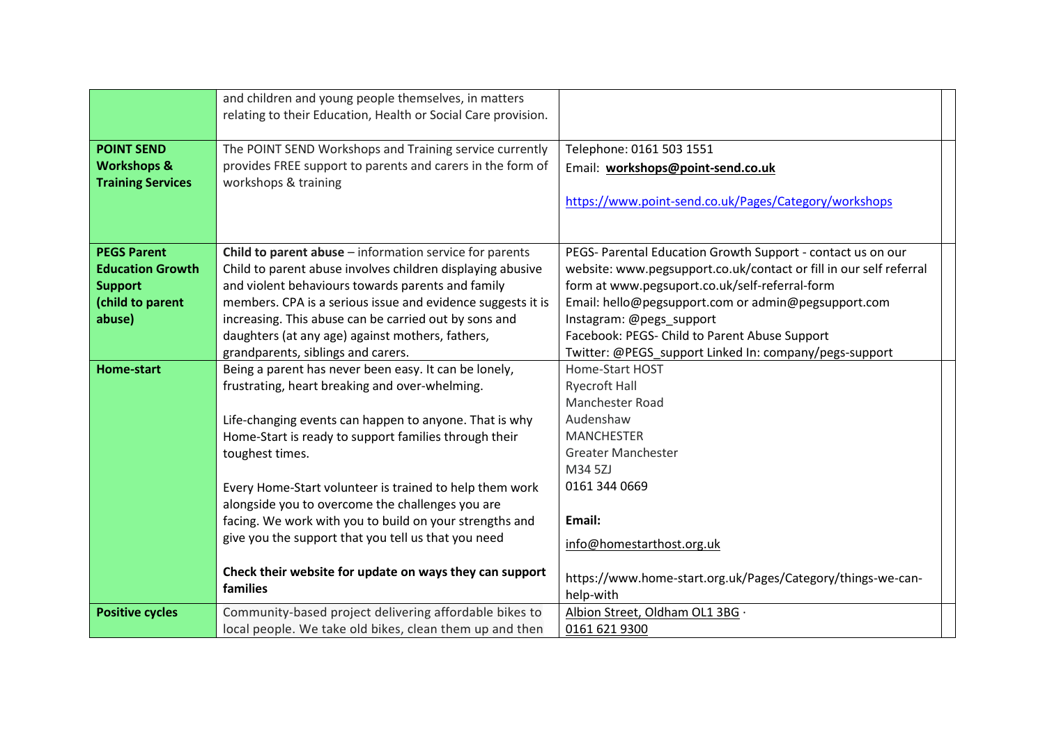| | | | |
|---|---|---|---|
| | and children and young people themselves, in matters relating to their Education, Health or Social Care provision. | | |
| **POINT SEND Workshops & Training Services** | The POINT SEND Workshops and Training service currently provides FREE support to parents and carers in the form of workshops & training | Telephone: 0161 503 1551<br>Email: **workshops@point-send.co.uk**<br><br>https://www.point-send.co.uk/Pages/Category/workshops | |
| **PEGS Parent Education Growth Support (child to parent abuse)** | **Child to parent abuse** – information service for parents<br>Child to parent abuse involves children displaying abusive and violent behaviours towards parents and family members. CPA is a serious issue and evidence suggests it is increasing. This abuse can be carried out by sons and daughters (at any age) against mothers, fathers, grandparents, siblings and carers. | PEGS- Parental Education Growth Support - contact us on our website: www.pegsupport.co.uk/contact or fill in our self referral form at www.pegsuport.co.uk/self-referral-form<br>Email: hello@pegsupport.com or admin@pegsupport.com<br>Instagram: @pegs_support<br>Facebook: PEGS- Child to Parent Abuse Support<br>Twitter: @PEGS_support Linked In: company/pegs-support | |
| **Home-start** | Being a parent has never been easy. It can be lonely, frustrating, heart breaking and over-whelming.<br><br>Life-changing events can happen to anyone. That is why Home-Start is ready to support families through their toughest times.<br><br>Every Home-Start volunteer is trained to help them work alongside you to overcome the challenges you are facing. We work with you to build on your strengths and give you the support that you tell us that you need<br><br>**Check their website for update on ways they can support families** | Home-Start HOST<br>Ryecroft Hall<br>Manchester Road<br>Audenshaw<br>MANCHESTER<br>Greater Manchester<br>M34 5ZJ<br>0161 344 0669<br><br>**Email:**<br>info@homestarthost.org.uk<br><br>https://www.home-start.org.uk/Pages/Category/things-we-can-help-with | |
| **Positive cycles** | Community-based project delivering affordable bikes to local people. We take old bikes, clean them up and then | Albion Street, Oldham OL1 3BG ·<br>0161 621 9300 | |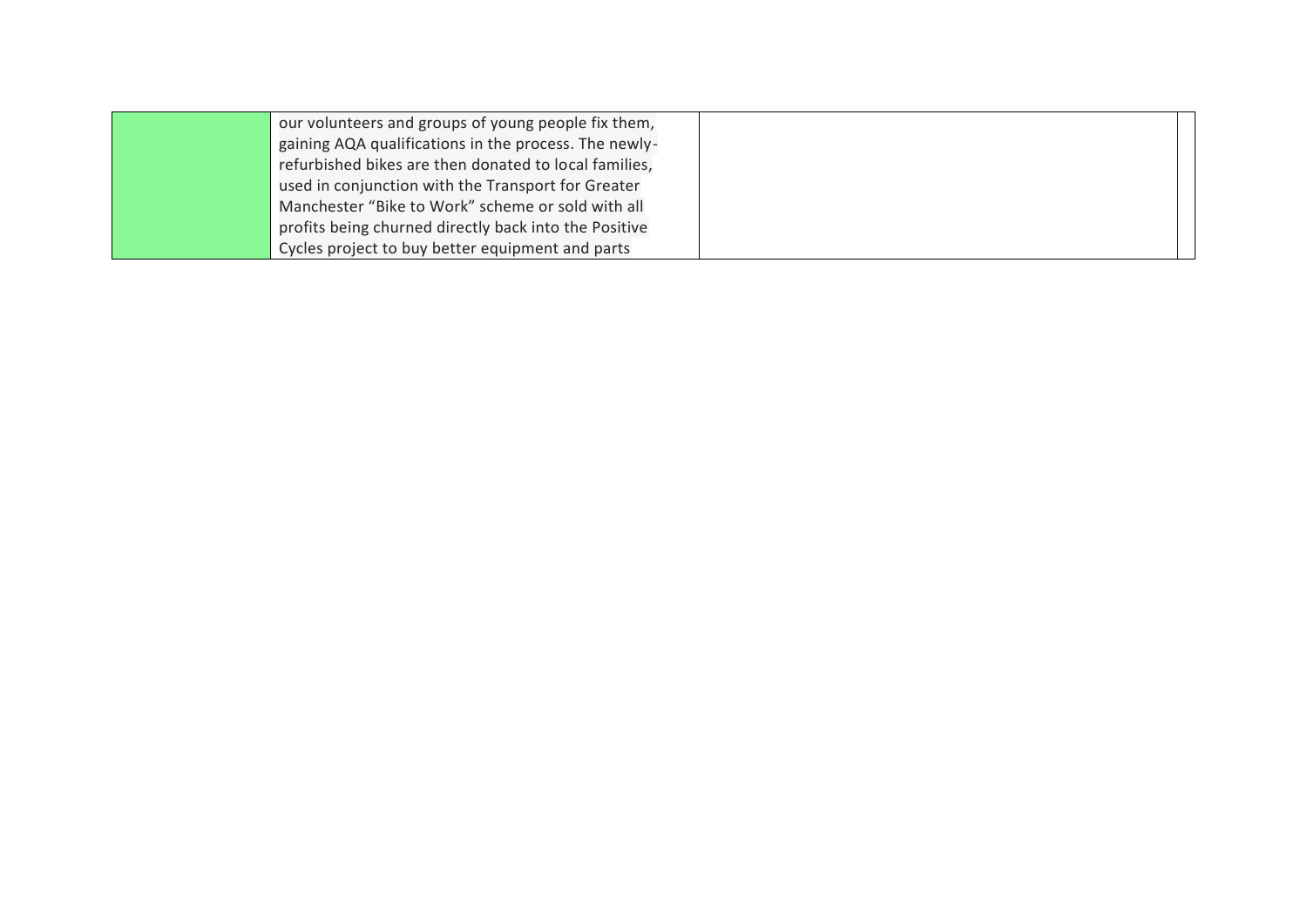| | | | |
|---|---|---|---|
| | our volunteers and groups of young people fix them, gaining AQA qualifications in the process. The newly-refurbished bikes are then donated to local families, used in conjunction with the Transport for Greater Manchester "Bike to Work" scheme or sold with all profits being churned directly back into the Positive Cycles project to buy better equipment and parts | | |